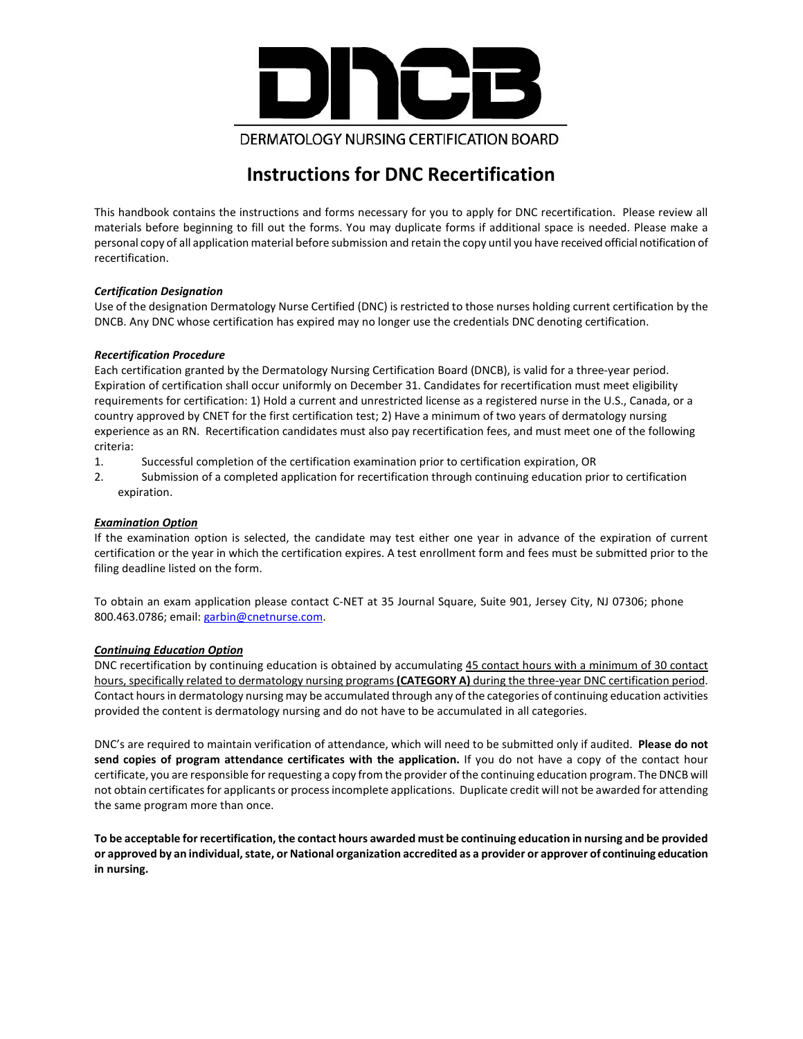# DNCB

DERMATOLOGY NURSING CERTIFICATION BOARD

## Instructions for DNC Recertification

This handbook contains the instructions and forms necessary for you to apply for DNC recertification. Please review all materials before beginning to fill out the forms. You may duplicate forms if additional space is needed. Please make a personal copy of all application material before submission and retain the copy until you have received official notification of recertification.

***Certification Designation***

Use of the designation Dermatology Nurse Certified (DNC) is restricted to those nurses holding current certification by the DNCB. Any DNC whose certification has expired may no longer use the credentials DNC denoting certification.

***Recertification Procedure***

Each certification granted by the Dermatology Nursing Certification Board (DNCB), is valid for a three-year period. Expiration of certification shall occur uniformly on December 31. Candidates for recertification must meet eligibility requirements for certification: 1) Hold a current and unrestricted license as a registered nurse in the U.S., Canada, or a country approved by CNET for the first certification test; 2) Have a minimum of two years of dermatology nursing experience as an RN. Recertification candidates must also pay recertification fees, and must meet one of the following criteria:

1. Successful completion of the certification examination prior to certification expiration, OR
2. Submission of a completed application for recertification through continuing education prior to certification expiration.

***Examination Option***

If the examination option is selected, the candidate may test either one year in advance of the expiration of current certification or the year in which the certification expires. A test enrollment form and fees must be submitted prior to the filing deadline listed on the form.

To obtain an exam application please contact C-NET at 35 Journal Square, Suite 901, Jersey City, NJ 07306; phone 800.463.0786; email: garbin@cnetnurse.com.

***Continuing Education Option***

DNC recertification by continuing education is obtained by accumulating 45 contact hours with a minimum of 30 contact hours, specifically related to dermatology nursing programs **(CATEGORY A)** during the three-year DNC certification period. Contact hours in dermatology nursing may be accumulated through any of the categories of continuing education activities provided the content is dermatology nursing and do not have to be accumulated in all categories.

DNC's are required to maintain verification of attendance, which will need to be submitted only if audited. **Please do not send copies of program attendance certificates with the application.** If you do not have a copy of the contact hour certificate, you are responsible for requesting a copy from the provider of the continuing education program. The DNCB will not obtain certificates for applicants or process incomplete applications. Duplicate credit will not be awarded for attending the same program more than once.

**To be acceptable for recertification, the contact hours awarded must be continuing education in nursing and be provided or approved by an individual, state, or National organization accredited as a provider or approver of continuing education in nursing.**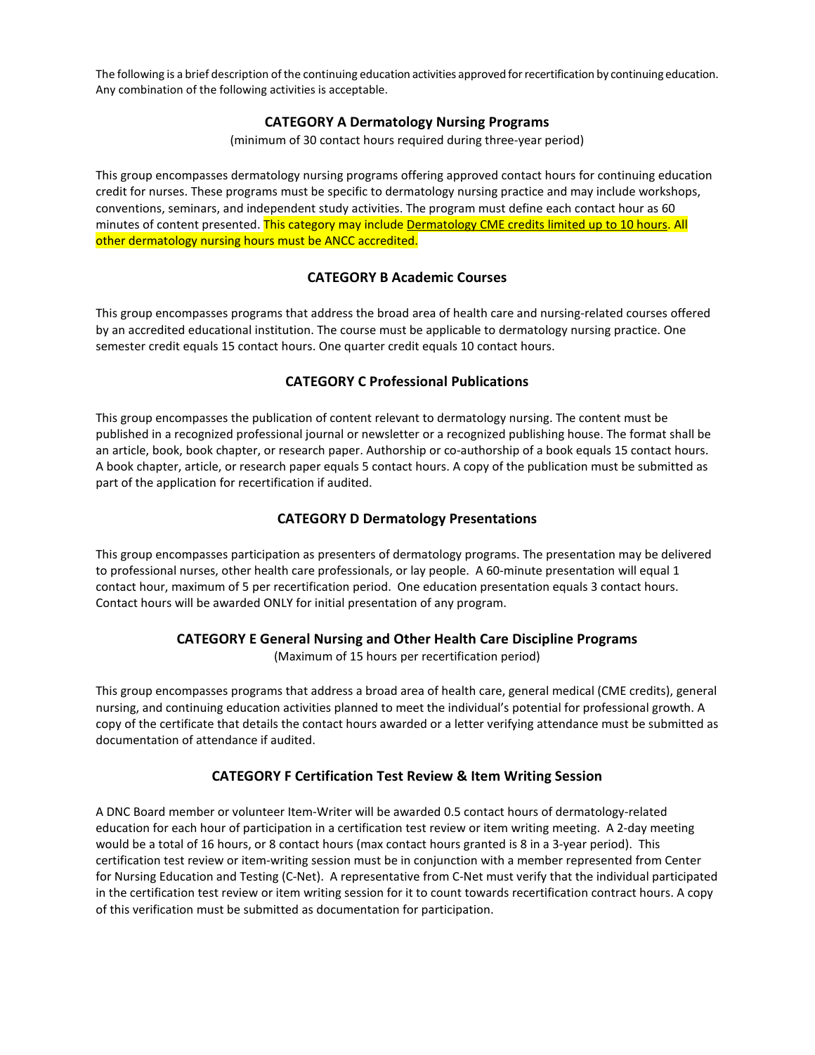The following is a brief description of the continuing education activities approved for recertification by continuing education. Any combination of the following activities is acceptable.

### CATEGORY A Dermatology Nursing Programs

(minimum of 30 contact hours required during three-year period)

This group encompasses dermatology nursing programs offering approved contact hours for continuing education credit for nurses. These programs must be specific to dermatology nursing practice and may include workshops, conventions, seminars, and independent study activities. The program must define each contact hour as 60 minutes of content presented. This category may include Dermatology CME credits limited up to 10 hours. All other dermatology nursing hours must be ANCC accredited.

### CATEGORY B Academic Courses

This group encompasses programs that address the broad area of health care and nursing-related courses offered by an accredited educational institution. The course must be applicable to dermatology nursing practice. One semester credit equals 15 contact hours. One quarter credit equals 10 contact hours.

### CATEGORY C Professional Publications

This group encompasses the publication of content relevant to dermatology nursing. The content must be published in a recognized professional journal or newsletter or a recognized publishing house. The format shall be an article, book, book chapter, or research paper. Authorship or co-authorship of a book equals 15 contact hours. A book chapter, article, or research paper equals 5 contact hours. A copy of the publication must be submitted as part of the application for recertification if audited.

### CATEGORY D Dermatology Presentations

This group encompasses participation as presenters of dermatology programs. The presentation may be delivered to professional nurses, other health care professionals, or lay people. A 60-minute presentation will equal 1 contact hour, maximum of 5 per recertification period. One education presentation equals 3 contact hours. Contact hours will be awarded ONLY for initial presentation of any program.

### CATEGORY E General Nursing and Other Health Care Discipline Programs

(Maximum of 15 hours per recertification period)

This group encompasses programs that address a broad area of health care, general medical (CME credits), general nursing, and continuing education activities planned to meet the individual's potential for professional growth. A copy of the certificate that details the contact hours awarded or a letter verifying attendance must be submitted as documentation of attendance if audited.

### CATEGORY F Certification Test Review & Item Writing Session

A DNC Board member or volunteer Item-Writer will be awarded 0.5 contact hours of dermatology-related education for each hour of participation in a certification test review or item writing meeting. A 2-day meeting would be a total of 16 hours, or 8 contact hours (max contact hours granted is 8 in a 3-year period). This certification test review or item-writing session must be in conjunction with a member represented from Center for Nursing Education and Testing (C-Net). A representative from C-Net must verify that the individual participated in the certification test review or item writing session for it to count towards recertification contract hours. A copy of this verification must be submitted as documentation for participation.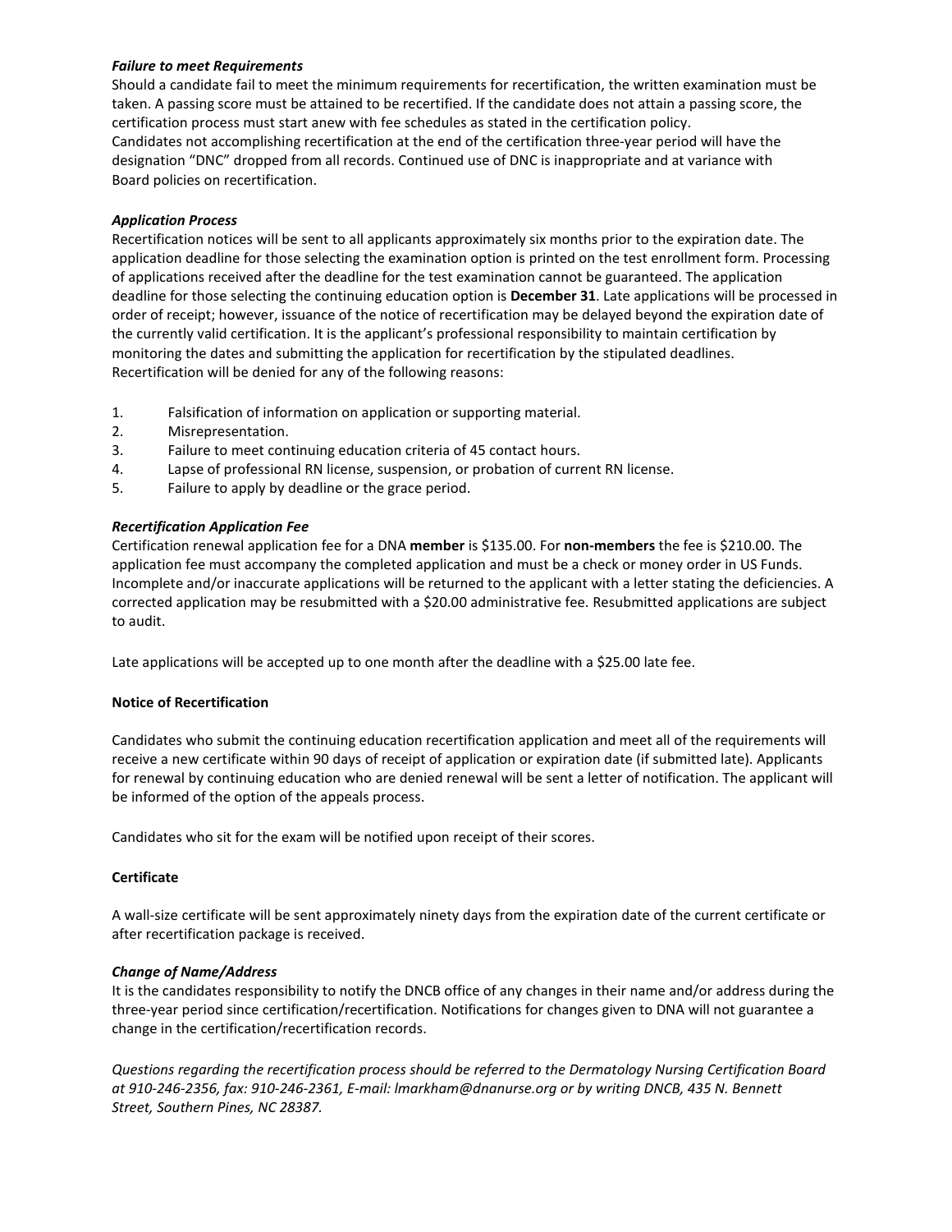***Failure to meet Requirements***

Should a candidate fail to meet the minimum requirements for recertification, the written examination must be taken. A passing score must be attained to be recertified. If the candidate does not attain a passing score, the certification process must start anew with fee schedules as stated in the certification policy.
Candidates not accomplishing recertification at the end of the certification three-year period will have the designation "DNC" dropped from all records. Continued use of DNC is inappropriate and at variance with Board policies on recertification.

***Application Process***

Recertification notices will be sent to all applicants approximately six months prior to the expiration date. The application deadline for those selecting the examination option is printed on the test enrollment form. Processing of applications received after the deadline for the test examination cannot be guaranteed. The application deadline for those selecting the continuing education option is **December 31**. Late applications will be processed in order of receipt; however, issuance of the notice of recertification may be delayed beyond the expiration date of the currently valid certification. It is the applicant's professional responsibility to maintain certification by monitoring the dates and submitting the application for recertification by the stipulated deadlines.
Recertification will be denied for any of the following reasons:

1. Falsification of information on application or supporting material.
2. Misrepresentation.
3. Failure to meet continuing education criteria of 45 contact hours.
4. Lapse of professional RN license, suspension, or probation of current RN license.
5. Failure to apply by deadline or the grace period.

***Recertification Application Fee***

Certification renewal application fee for a DNA **member** is $135.00. For **non-members** the fee is $210.00. The application fee must accompany the completed application and must be a check or money order in US Funds. Incomplete and/or inaccurate applications will be returned to the applicant with a letter stating the deficiencies. A corrected application may be resubmitted with a $20.00 administrative fee. Resubmitted applications are subject to audit.

Late applications will be accepted up to one month after the deadline with a $25.00 late fee.

**Notice of Recertification**

Candidates who submit the continuing education recertification application and meet all of the requirements will receive a new certificate within 90 days of receipt of application or expiration date (if submitted late). Applicants for renewal by continuing education who are denied renewal will be sent a letter of notification. The applicant will be informed of the option of the appeals process.

Candidates who sit for the exam will be notified upon receipt of their scores.

**Certificate**

A wall-size certificate will be sent approximately ninety days from the expiration date of the current certificate or after recertification package is received.

***Change of Name/Address***

It is the candidates responsibility to notify the DNCB office of any changes in their name and/or address during the three-year period since certification/recertification. Notifications for changes given to DNA will not guarantee a change in the certification/recertification records.

*Questions regarding the recertification process should be referred to the Dermatology Nursing Certification Board at 910-246-2356, fax: 910-246-2361, E-mail: lmarkham@dnanurse.org or by writing DNCB, 435 N. Bennett Street, Southern Pines, NC 28387.*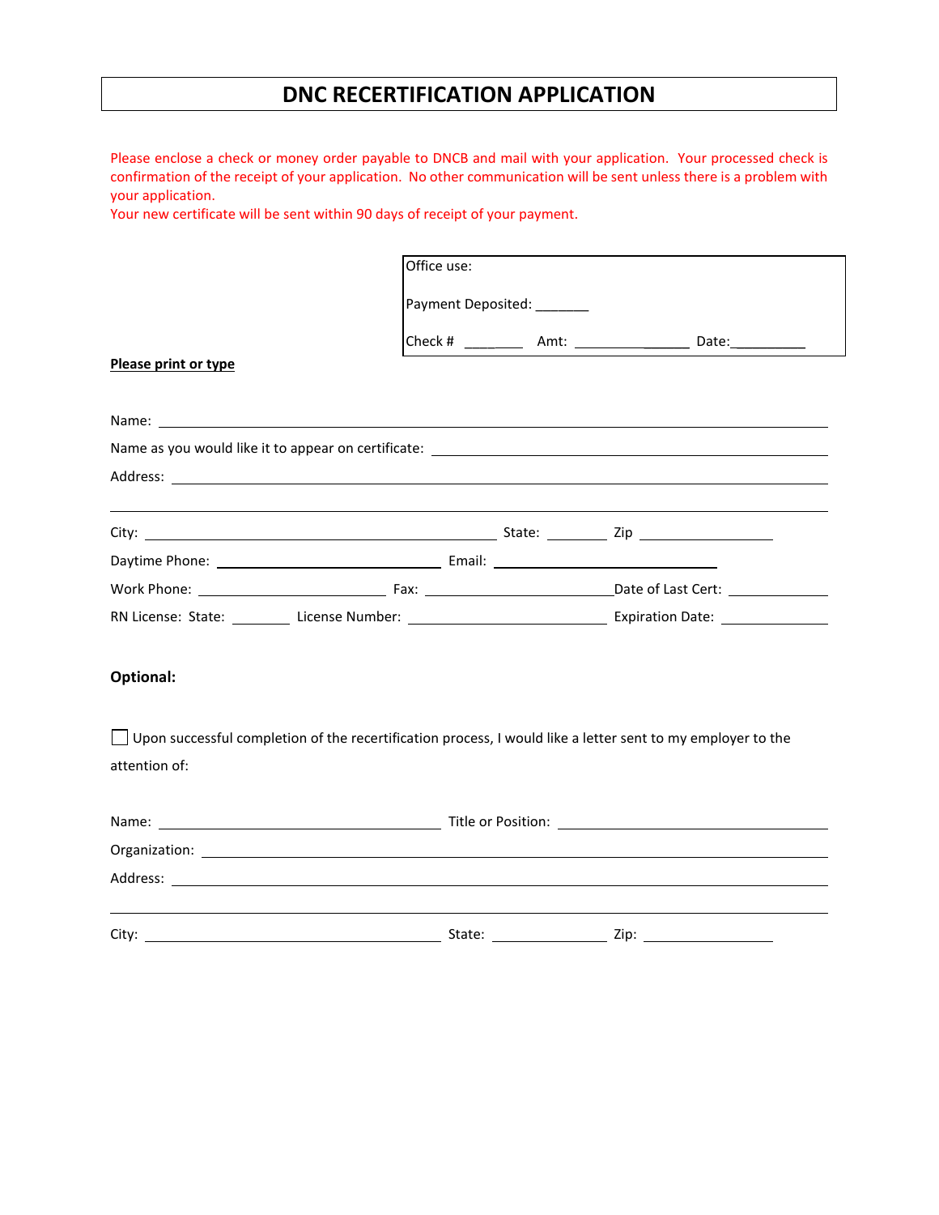# DNC RECERTIFICATION APPLICATION

Please enclose a check or money order payable to DNCB and mail with your application. Your processed check is confirmation of the receipt of your application. No other communication will be sent unless there is a problem with your application.
Your new certificate will be sent within 90 days of receipt of your payment.

Office use:

Payment Deposited: _______

Check # ________ Amt: _______________ Date:__________

**Please print or type**

Name: ____________________________________________

Name as you would like it to appear on certificate: ____________________________________________

Address: ____________________________________________

____________________________________________

City: ______________________ State: ________ Zip ______________

Daytime Phone: ______________________ Email: ______________________

Work Phone: ______________________ Fax: ______________________ Date of Last Cert: ____________

RN License: State: ________ License Number: ______________________ Expiration Date: ____________

**Optional:**

☐ Upon successful completion of the recertification process, I would like a letter sent to my employer to the attention of:

Name: ______________________ Title or Position: ______________________

Organization: ____________________________________________

Address: ____________________________________________

____________________________________________

City: ______________________ State: ______________ Zip: ______________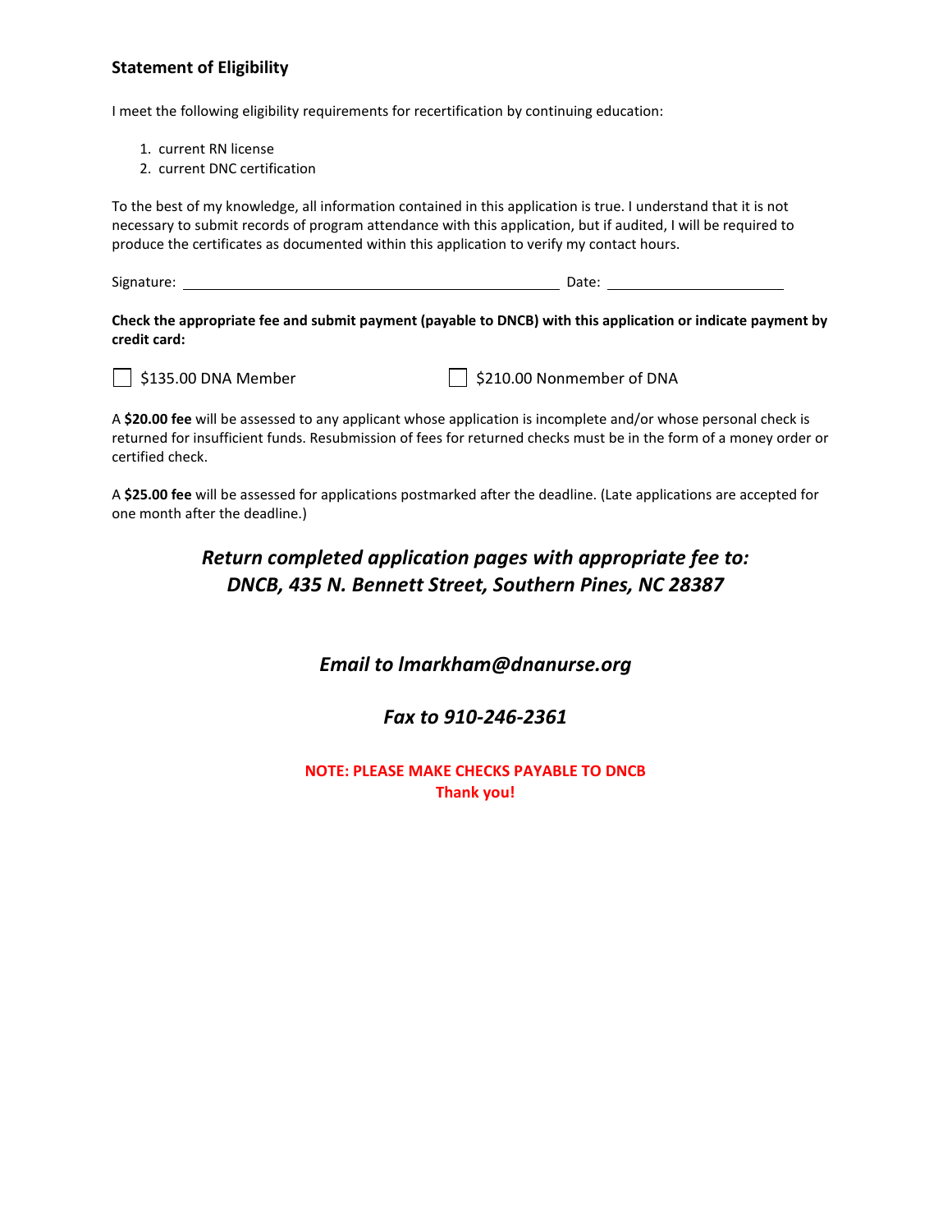## Statement of Eligibility

I meet the following eligibility requirements for recertification by continuing education:

1. current RN license
2. current DNC certification

To the best of my knowledge, all information contained in this application is true. I understand that it is not necessary to submit records of program attendance with this application, but if audited, I will be required to produce the certificates as documented within this application to verify my contact hours.

Signature: ______________________________________________ Date: ______________________

**Check the appropriate fee and submit payment (payable to DNCB) with this application or indicate payment by credit card:**

☐ $135.00 DNA Member ☐ $210.00 Nonmember of DNA

A **$20.00 fee** will be assessed to any applicant whose application is incomplete and/or whose personal check is returned for insufficient funds. Resubmission of fees for returned checks must be in the form of a money order or certified check.

A **$25.00 fee** will be assessed for applications postmarked after the deadline. (Late applications are accepted for one month after the deadline.)

***Return completed application pages with appropriate fee to:***
***DNCB, 435 N. Bennett Street, Southern Pines, NC 28387***

***Email to lmarkham@dnanurse.org***

***Fax to 910-246-2361***

**NOTE: PLEASE MAKE CHECKS PAYABLE TO DNCB**
**Thank you!**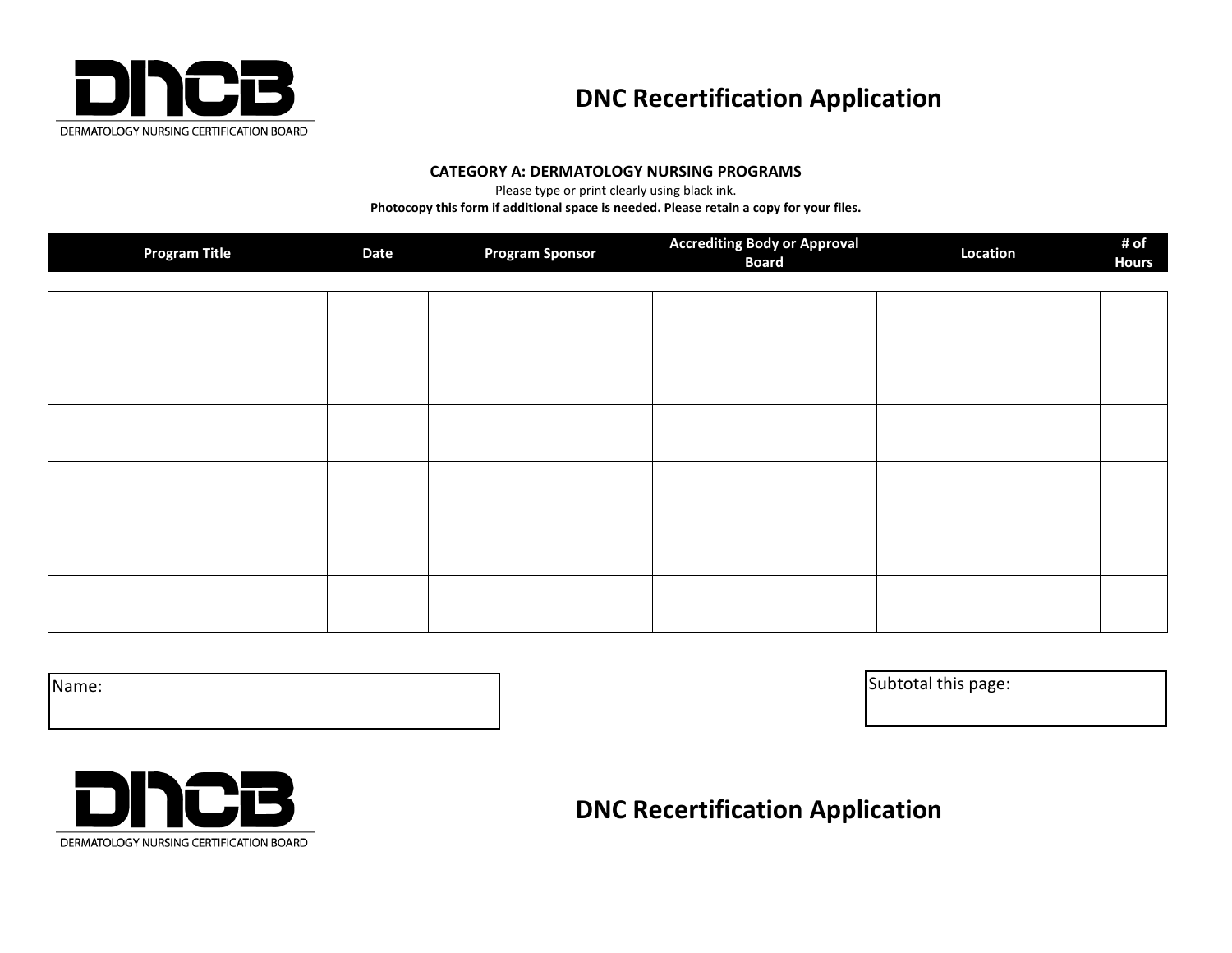DNCB

DERMATOLOGY NURSING CERTIFICATION BOARD

# DNC Recertification Application

**CATEGORY A: DERMATOLOGY NURSING PROGRAMS**

Please type or print clearly using black ink.

**Photocopy this form if additional space is needed. Please retain a copy for your files.**

| Program Title | Date | Program Sponsor | Accrediting Body or Approval Board | Location | # of Hours |
|---|---|---|---|---|---|
| | | | | | |
| | | | | | |
| | | | | | |
| | | | | | |
| | | | | | |
| | | | | | |

Name:

Subtotal this page:

DNCB

DERMATOLOGY NURSING CERTIFICATION BOARD

# DNC Recertification Application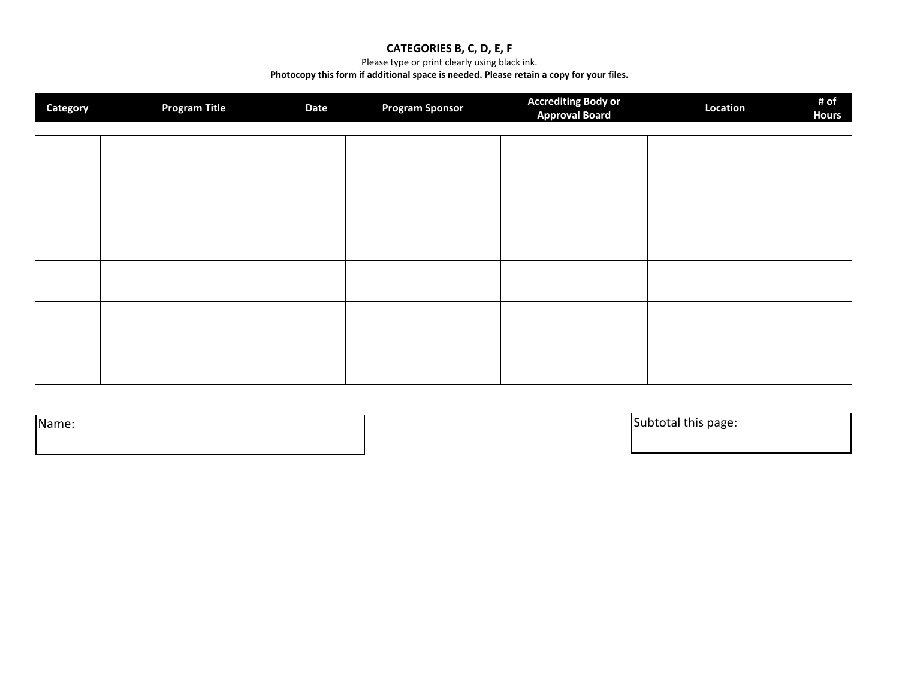## CATEGORIES B, C, D, E, F

Please type or print clearly using black ink.

**Photocopy this form if additional space is needed. Please retain a copy for your files.**

| Category | Program Title | Date | Program Sponsor | Accrediting Body or Approval Board | Location | # of Hours |
|---|---|---|---|---|---|---|
| | | | | | | |
| | | | | | | |
| | | | | | | |
| | | | | | | |
| | | | | | | |
| | | | | | | |

Name:

Subtotal this page: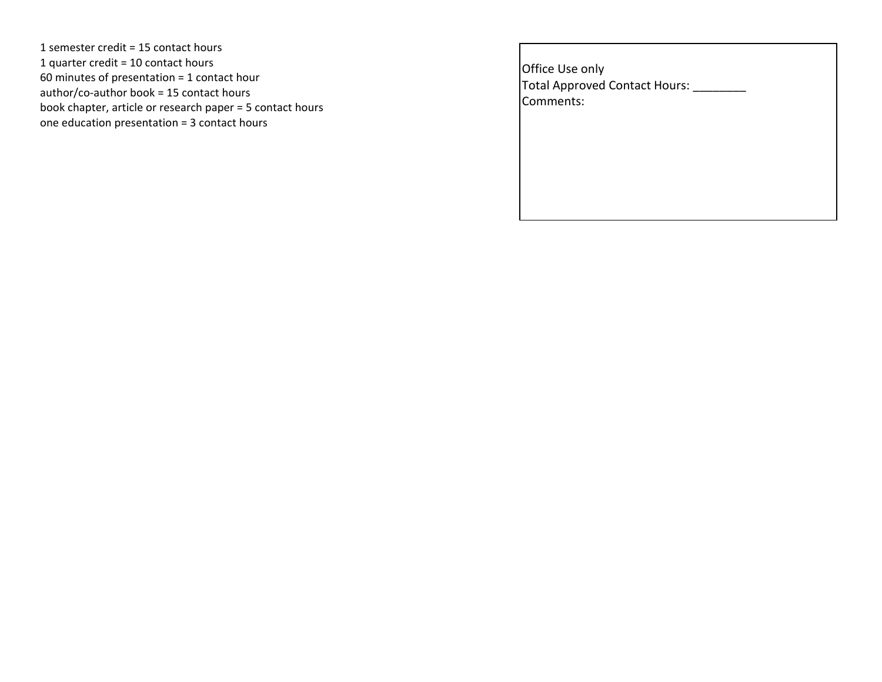1 semester credit = 15 contact hours
1 quarter credit = 10 contact hours
60 minutes of presentation = 1 contact hour
author/co-author book = 15 contact hours
book chapter, article or research paper = 5 contact hours
one education presentation = 3 contact hours

Office Use only
Total Approved Contact Hours: ________
Comments: